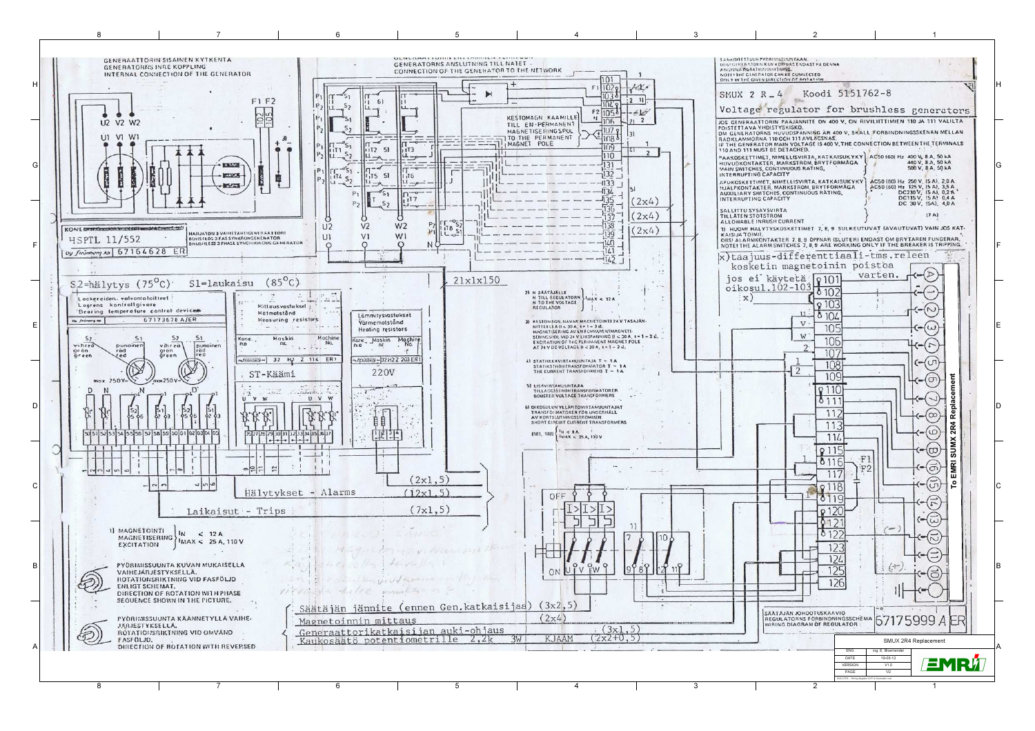# SMUX 2 R_4 Koodi 5151762-8

## Voltage regulator for brushless generators

GENERAATTORIN SISAINEN KYTKENTA
GENERATORNS INRE KOPPLING
INTERNAL CONNECTION OF THE GENERATOR

GENERAATTORIN LIITTÄMINEN VERKKOON
GENERATORNS ANSLUTNING TILL NÄTET
CONNECTION OF THE GENERATOR TO THE NETWORK

KONE — HSPTL 11/552 — 67164628 ER

HARJATON 3 VAIHETAHTIGENERAATTORI
BORSTLÖS 3 FAS SYNKRONGENERATOR
BRUSHLESS 3 PHASE SYNCHRONOUS GENERATOR

KESTOMAGN. KAAMILLE TILL EN-PERMANENT MAGNETISERINGSPOL TO THE PERMANENT MAGNET POLE

JOS GENERAATTORIN PÄÄJÄNNITE ON 400 V, ON RIVILIITTIMIEN 110 JA 111 VÄLILTÄ POISTETTAVA YHDISTYSKISKO.
OM GENERATORNS HUVUDSPÄNNING ÄR 400 V, SKALL FÖRBINDNINGSSKENAN MELLAN RADKLÄMMORNA 110 OCH 111 AVLÄGSNAS.
IF THE GENERATOR MAIN VOLTAGE IS 400 V, THE CONNECTION BETWEEN THE TERMINALS 110 AND 111 MUST BE DETACHED.

PÄÄKOSKETTIMET, NIMELLISVIRTA, KATKAISUKYKY / HUVUDKONTAKTER, MÄRKSTRÖM, BRYTFÖRMÅGA / MAIN SWITCHES, CONTINUOUS RATING, INTERRUPTING CAPACITY — AC50 (60) Hz 400 V, 8 A, 50 kA; 440 V, 8 A, 50 kA; 500 V, 8 A, 50 kA

APUKOSKETTIMET, NIMELLISVIRTA, KATKAISUKYKY / HJÄLPKONTAKTER, MÄRKSTRÖM, BRYTFÖRMÅGA / AUXILIARY SWITCHES, CONTINUOUS RATING, INTERRUPTING CAPACITY — AC50 (60) Hz 250 V, (5 A), 2,0 A; AC50 (60) Hz 125 V, (5 A), 3,5 A; DC230 V, (5 A), 0,2 A; DC115 V, (5 A), 0,4 A; DC 30 V, (5A), 4,0 A

SALLITTU SYSÄYSVIRTA / TILLÅTEN STÖTSTRÖM / ALLOWABLE INRUSH CURRENT — (7 A)

1) HUOM! HÄLYTYSKOSKETTIMET 7, 8, 9 SULKEUTUVAT (AVAUTUVAT) VAIN JOS KATKAISIJA TOIMII.
OBS! ALARMKONTAKTER 7, 8, 9 ÖPPNAR (SLUTER) ENDAST OM BRYTAREN FUNGERAR.
NOTE! THE ALARM SWITCHES 7, 8, 9 ARE WORKING ONLY IF THE BREAKER IS TRIPPING.

x) taajuus-differentiaali-tms. releen kosketin magnetoinnin poistoa varten.

jos ei käytetä oikosul. 102–103 x)

S2=hälytys (75°C) S1=laukaisu (85°C)

Laakereiden valvontaloitteet / Lagrens kontrollgivare / Bearing temperature control devices — 67173678 A/ER

Mittausvastukset / Mätmotstånd / Measuring resistors — Kone No / Maskin nr / Machine No. — 32 H1 Z 114 ER1

Lämmitysvastukset / Värmemotstånd / Heating resistors — Kone No / Maskin nr / Machine No. — 32H2Z 203 ER1 — 220V

ST-Käämi

21x1x150

2) N SÄÄTÄJÄLLE / N TILL REGULATORN / N TO THE VOLTAGE REGULATOR — $I_{MAX} < 12$ A

3) KESTOMAGN. NAVAN MAGNETOINTI 24 V TASAJÄNNITTEELLÄ (I < 20 A, t = 1 – 2 s). MAGNETISERING AV EN PERMANENTMAGNETISERINGSPOL MED 24 V LIKSPÄNNING (I < 20 A, t = 1 – 2 s). EXCITATION OF THE PERMANENT MAGNET POLE AT 24 V DC VOLTAGE (I < 20 A, t = 1 – 2 s).

4) STATIIKKAVIRTAMUUNTAJA T – 1A / STATIKSTRÖMTRANSFORMATOR T – 1A / THE CURRENT TRANSFORMERS T – 1A

5) LISÄVIRTAMUUNTAJA / TILLÄGGSSTRÖMTRANSFORMATORER / BOOSTER VOLTAGE TRANSFORMERS

6) OIKOSULUN YLLÄPITOVIRTAMUUNTAJAT / TRANSFORMATORER FÖR UNDERHÅLL AV KORTSLUTNINGSSTRÖMMEN / SHORT CIRCUIT CURRENT TRANSFORMERS — (101, 102) $I_N < 8$ A, $I_{MAX} < 25$ A, 110 V

1) MAGNETOINTI / MAGNETISERING / EXCITATION — $I_N < 12$ A, $I_{MAX} < 25$ A, 110 V

PYÖRIMISSUUNTA KUVAN MUKAISELLA VAIHEJÄRJESTYKSELLÄ. / ROTATIONSRIKTNING VID FASFÖLJD ENLIGT SCHEMAT. / DIRECTION OF ROTATION WITH PHASE SEQUENCE SHOWN IN THE PICTURE.

PYÖRIMISSUUNTA KÄÄNNETYLLÄ VAIHEJÄRJESTYKSELLÄ. / ROTATIONSRIKTNING VID OMVÄND FASFÖLJD. / DIRECTION OF ROTATION WITH REVERSED

Hälytykset – Alarms (2x1,5) (12x1,5)

Laukaisut – Trips (7x1,5)

Säätäjän jännite (ennen Gen.katkaisijaa) (3x2,5)

Magnetoinnin mittaus (2x4)

Generaattorikatkaisijan auki-ohjaus (3x1,5)

Kaukosäätö potentiometrille 2,2k 3W KJAAM (2x2+0,5)

SÄÄTÄJÄN JOHDOTUSKAAVIO / REGULATORNS FÖRBINDNINGSSCHEMA / WIRING DIAGRAM OF REGULATOR — 57175999 A ER

To EMRI SUMX 2R4 Replacement

| SMUX 2R4 Replacement | |
|---|---|
| ENG | ing. E. Bloemendal |
| DATE | 19-03-12 |
| VERSION | V1.0 |
| PAGE | 1/2 |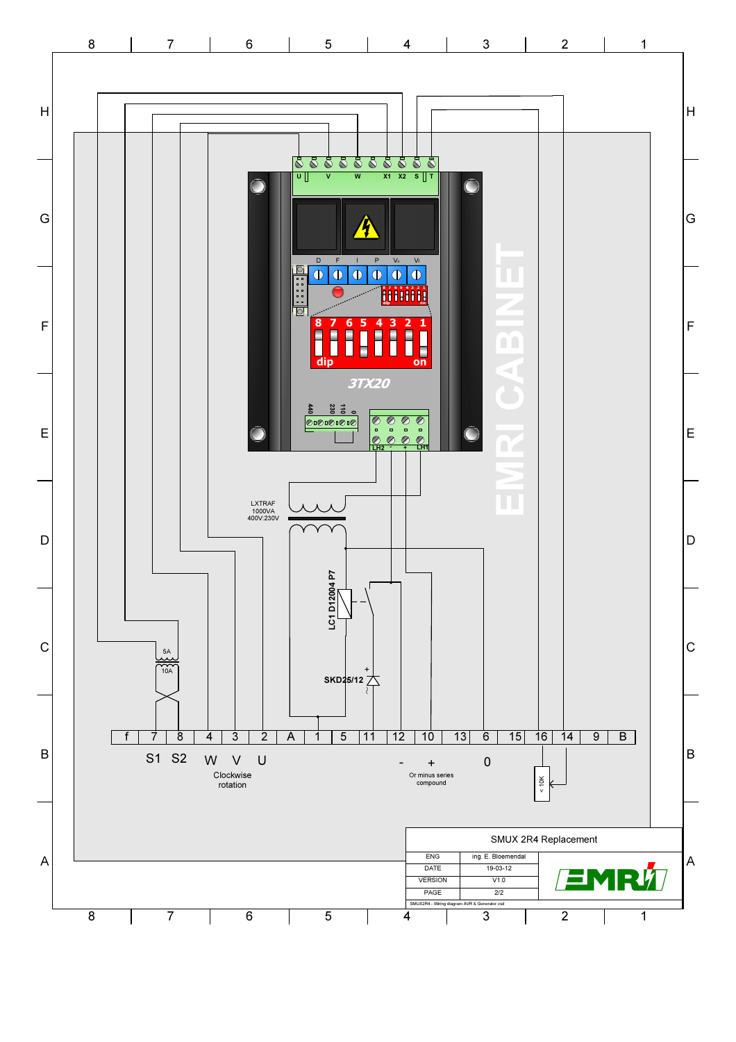EMRI CABINET

U V W X1 X2 S T

D F I P Vc Vt

8 7 6 5 4 3 2 1

dip on

3TX20

440 230 110 0

LH2 - + LH1

LXTRAF
1000VA
400V:230V

LC1 D12004 P7

5A

10A

SKD25/12

| f | 7 | 8 | 4 | 3 | 2 | A | 1 | 5 | 11 | 12 | 10 | 13 | 6 | 15 | 16 | 14 | 9 | B |
|---|---|---|---|---|---|---|---|---|---|---|---|---|---|---|---|---|---|---|

S1 S2 W V U

Clockwise rotation

\- +

Or minus series compound

0

< 10K

SMUX 2R4 Replacement

| | |
|---|---|
| ENG | ing. E. Bloemendal |
| DATE | 19-03-12 |
| VERSION | V1.0 |
| PAGE | 2/2 |

SMUX2R4 - Wiring diagram AVR & Generator.vsd

EMRI